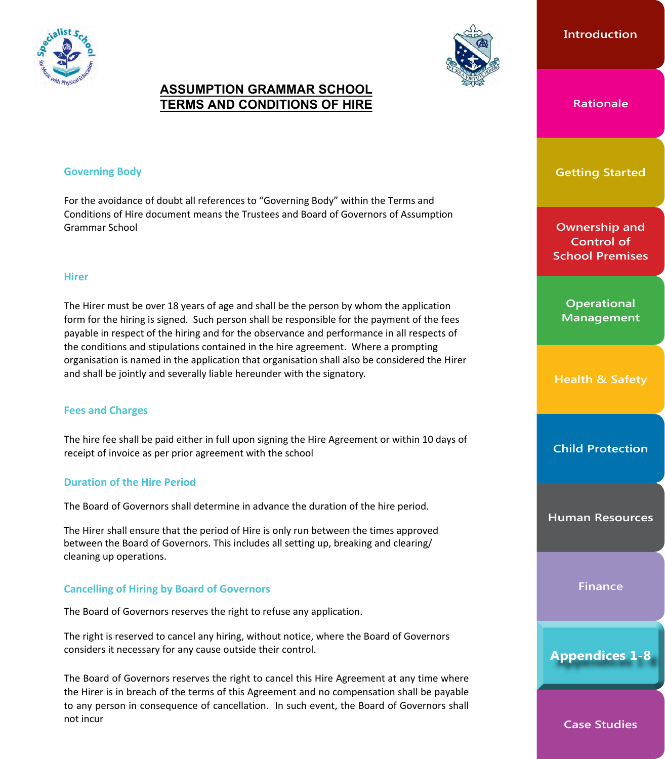# ASSUMPTION GRAMMAR SCHOOL
# TERMS AND CONDITIONS OF HIRE

### Governing Body

For the avoidance of doubt all references to "Governing Body" within the Terms and Conditions of Hire document means the Trustees and Board of Governors of Assumption Grammar School

### Hirer

The Hirer must be over 18 years of age and shall be the person by whom the application form for the hiring is signed. Such person shall be responsible for the payment of the fees payable in respect of the hiring and for the observance and performance in all respects of the conditions and stipulations contained in the hire agreement. Where a prompting organisation is named in the application that organisation shall also be considered the Hirer and shall be jointly and severally liable hereunder with the signatory.

### Fees and Charges

The hire fee shall be paid either in full upon signing the Hire Agreement or within 10 days of receipt of invoice as per prior agreement with the school

### Duration of the Hire Period

The Board of Governors shall determine in advance the duration of the hire period.

The Hirer shall ensure that the period of Hire is only run between the times approved between the Board of Governors. This includes all setting up, breaking and clearing/ cleaning up operations.

### Cancelling of Hiring by Board of Governors

The Board of Governors reserves the right to refuse any application.

The right is reserved to cancel any hiring, without notice, where the Board of Governors considers it necessary for any cause outside their control.

The Board of Governors reserves the right to cancel this Hire Agreement at any time where the Hirer is in breach of the terms of this Agreement and no compensation shall be payable to any person in consequence of cancellation. In such event, the Board of Governors shall not incur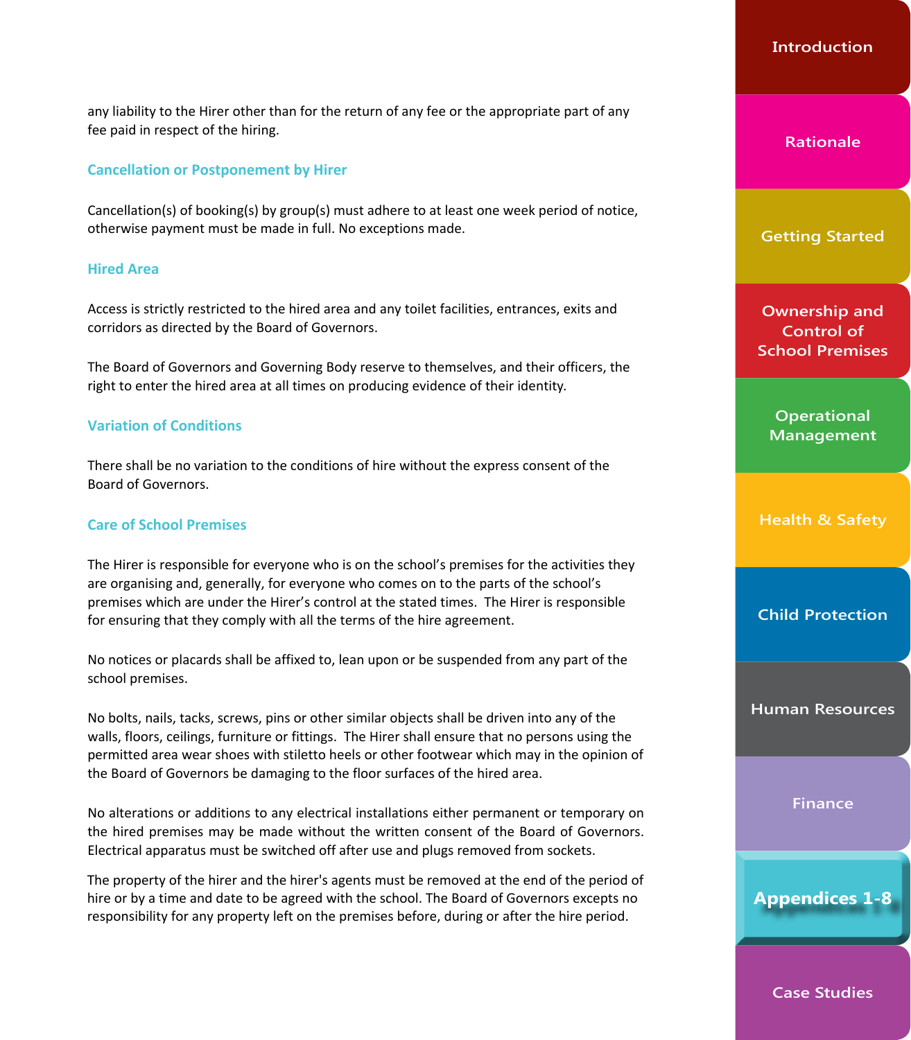any liability to the Hirer other than for the return of any fee or the appropriate part of any fee paid in respect of the hiring.

### Cancellation or Postponement by Hirer

Cancellation(s) of booking(s) by group(s) must adhere to at least one week period of notice, otherwise payment must be made in full. No exceptions made.

### Hired Area

Access is strictly restricted to the hired area and any toilet facilities, entrances, exits and corridors as directed by the Board of Governors.

The Board of Governors and Governing Body reserve to themselves, and their officers, the right to enter the hired area at all times on producing evidence of their identity.

### Variation of Conditions

There shall be no variation to the conditions of hire without the express consent of the Board of Governors.

### Care of School Premises

The Hirer is responsible for everyone who is on the school's premises for the activities they are organising and, generally, for everyone who comes on to the parts of the school's premises which are under the Hirer's control at the stated times. The Hirer is responsible for ensuring that they comply with all the terms of the hire agreement.

No notices or placards shall be affixed to, lean upon or be suspended from any part of the school premises.

No bolts, nails, tacks, screws, pins or other similar objects shall be driven into any of the walls, floors, ceilings, furniture or fittings. The Hirer shall ensure that no persons using the permitted area wear shoes with stiletto heels or other footwear which may in the opinion of the Board of Governors be damaging to the floor surfaces of the hired area.

No alterations or additions to any electrical installations either permanent or temporary on the hired premises may be made without the written consent of the Board of Governors. Electrical apparatus must be switched off after use and plugs removed from sockets.

The property of the hirer and the hirer's agents must be removed at the end of the period of hire or by a time and date to be agreed with the school. The Board of Governors excepts no responsibility for any property left on the premises before, during or after the hire period.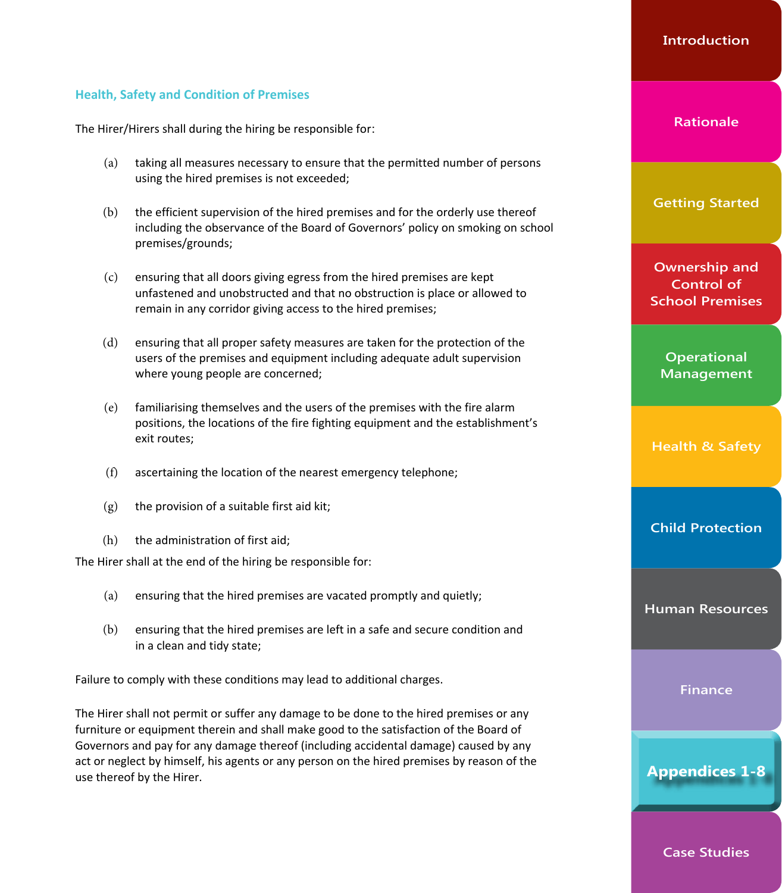## Health, Safety and Condition of Premises

The Hirer/Hirers shall during the hiring be responsible for:

(a) taking all measures necessary to ensure that the permitted number of persons using the hired premises is not exceeded;

(b) the efficient supervision of the hired premises and for the orderly use thereof including the observance of the Board of Governors' policy on smoking on school premises/grounds;

(c) ensuring that all doors giving egress from the hired premises are kept unfastened and unobstructed and that no obstruction is place or allowed to remain in any corridor giving access to the hired premises;

(d) ensuring that all proper safety measures are taken for the protection of the users of the premises and equipment including adequate adult supervision where young people are concerned;

(e) familiarising themselves and the users of the premises with the fire alarm positions, the locations of the fire fighting equipment and the establishment's exit routes;

(f) ascertaining the location of the nearest emergency telephone;

(g) the provision of a suitable first aid kit;

(h) the administration of first aid;

The Hirer shall at the end of the hiring be responsible for:

(a) ensuring that the hired premises are vacated promptly and quietly;

(b) ensuring that the hired premises are left in a safe and secure condition and in a clean and tidy state;

Failure to comply with these conditions may lead to additional charges.

The Hirer shall not permit or suffer any damage to be done to the hired premises or any furniture or equipment therein and shall make good to the satisfaction of the Board of Governors and pay for any damage thereof (including accidental damage) caused by any act or neglect by himself, his agents or any person on the hired premises by reason of the use thereof by the Hirer.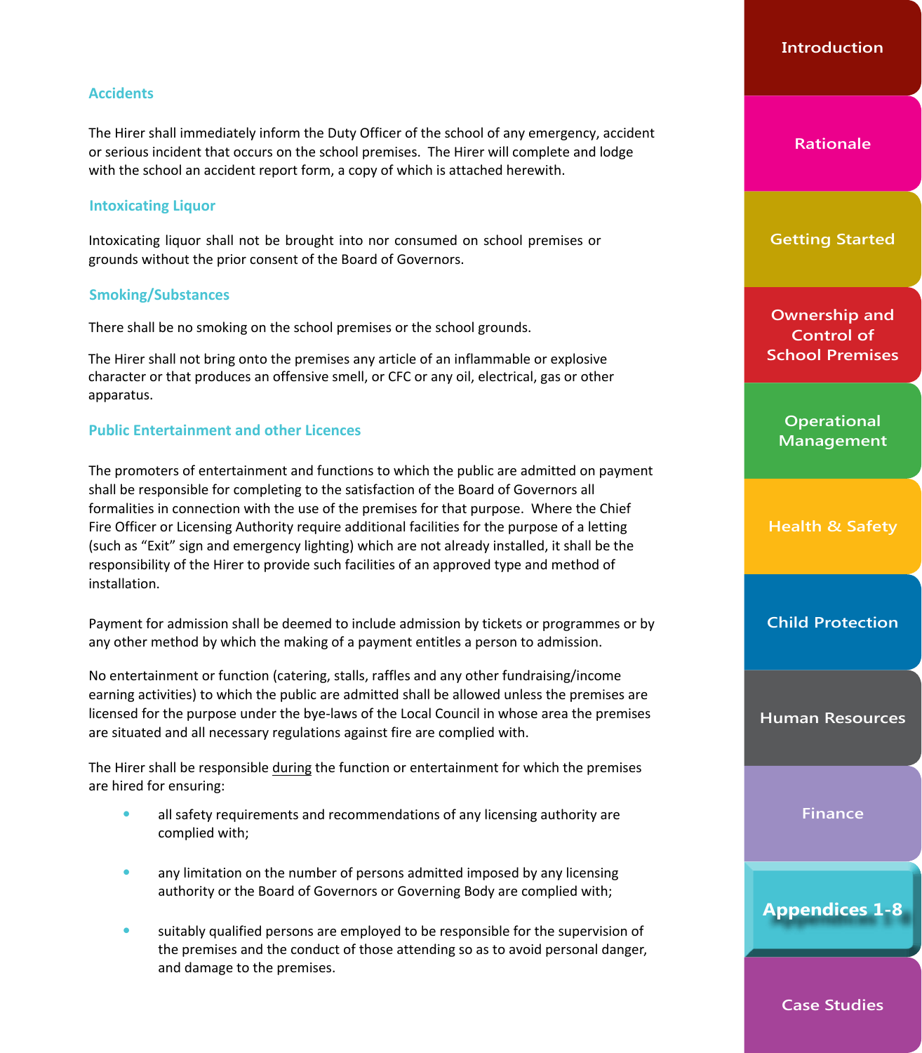## Accidents

The Hirer shall immediately inform the Duty Officer of the school of any emergency, accident or serious incident that occurs on the school premises. The Hirer will complete and lodge with the school an accident report form, a copy of which is attached herewith.

## Intoxicating Liquor

Intoxicating liquor shall not be brought into nor consumed on school premises or grounds without the prior consent of the Board of Governors.

## Smoking/Substances

There shall be no smoking on the school premises or the school grounds.

The Hirer shall not bring onto the premises any article of an inflammable or explosive character or that produces an offensive smell, or CFC or any oil, electrical, gas or other apparatus.

## Public Entertainment and other Licences

The promoters of entertainment and functions to which the public are admitted on payment shall be responsible for completing to the satisfaction of the Board of Governors all formalities in connection with the use of the premises for that purpose. Where the Chief Fire Officer or Licensing Authority require additional facilities for the purpose of a letting (such as "Exit" sign and emergency lighting) which are not already installed, it shall be the responsibility of the Hirer to provide such facilities of an approved type and method of installation.

Payment for admission shall be deemed to include admission by tickets or programmes or by any other method by which the making of a payment entitles a person to admission.

No entertainment or function (catering, stalls, raffles and any other fundraising/income earning activities) to which the public are admitted shall be allowed unless the premises are licensed for the purpose under the bye-laws of the Local Council in whose area the premises are situated and all necessary regulations against fire are complied with.

The Hirer shall be responsible during the function or entertainment for which the premises are hired for ensuring:

- all safety requirements and recommendations of any licensing authority are complied with;
- any limitation on the number of persons admitted imposed by any licensing authority or the Board of Governors or Governing Body are complied with;
- suitably qualified persons are employed to be responsible for the supervision of the premises and the conduct of those attending so as to avoid personal danger, and damage to the premises.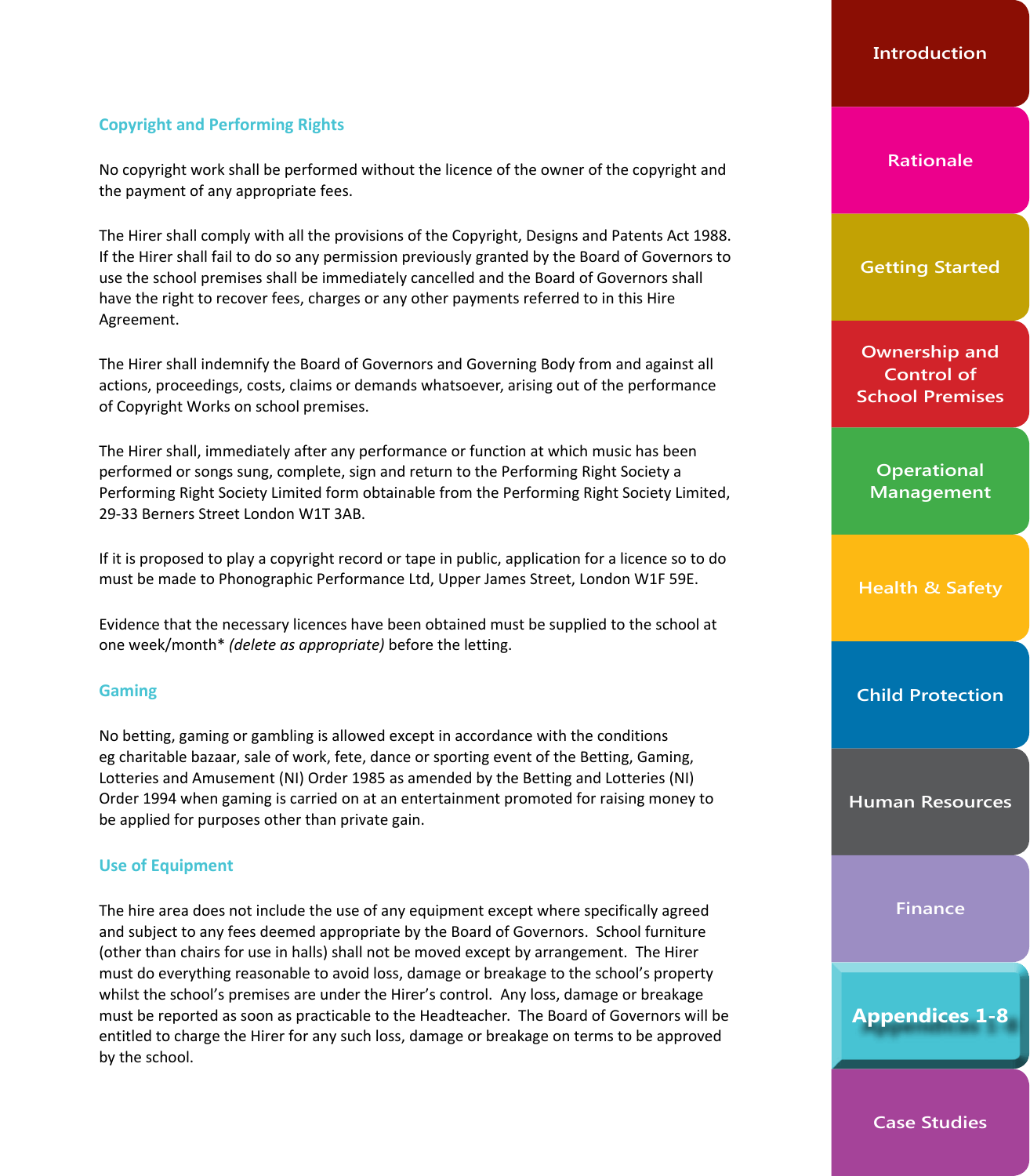### Copyright and Performing Rights

No copyright work shall be performed without the licence of the owner of the copyright and the payment of any appropriate fees.

The Hirer shall comply with all the provisions of the Copyright, Designs and Patents Act 1988. If the Hirer shall fail to do so any permission previously granted by the Board of Governors to use the school premises shall be immediately cancelled and the Board of Governors shall have the right to recover fees, charges or any other payments referred to in this Hire Agreement.

The Hirer shall indemnify the Board of Governors and Governing Body from and against all actions, proceedings, costs, claims or demands whatsoever, arising out of the performance of Copyright Works on school premises.

The Hirer shall, immediately after any performance or function at which music has been performed or songs sung, complete, sign and return to the Performing Right Society a Performing Right Society Limited form obtainable from the Performing Right Society Limited, 29-33 Berners Street London W1T 3AB.

If it is proposed to play a copyright record or tape in public, application for a licence so to do must be made to Phonographic Performance Ltd, Upper James Street, London W1F 59E.

Evidence that the necessary licences have been obtained must be supplied to the school at one week/month* *(delete as appropriate)* before the letting.

### Gaming

No betting, gaming or gambling is allowed except in accordance with the conditions eg charitable bazaar, sale of work, fete, dance or sporting event of the Betting, Gaming, Lotteries and Amusement (NI) Order 1985 as amended by the Betting and Lotteries (NI) Order 1994 when gaming is carried on at an entertainment promoted for raising money to be applied for purposes other than private gain.

### Use of Equipment

The hire area does not include the use of any equipment except where specifically agreed and subject to any fees deemed appropriate by the Board of Governors. School furniture (other than chairs for use in halls) shall not be moved except by arrangement. The Hirer must do everything reasonable to avoid loss, damage or breakage to the school's property whilst the school's premises are under the Hirer's control. Any loss, damage or breakage must be reported as soon as practicable to the Headteacher. The Board of Governors will be entitled to charge the Hirer for any such loss, damage or breakage on terms to be approved by the school.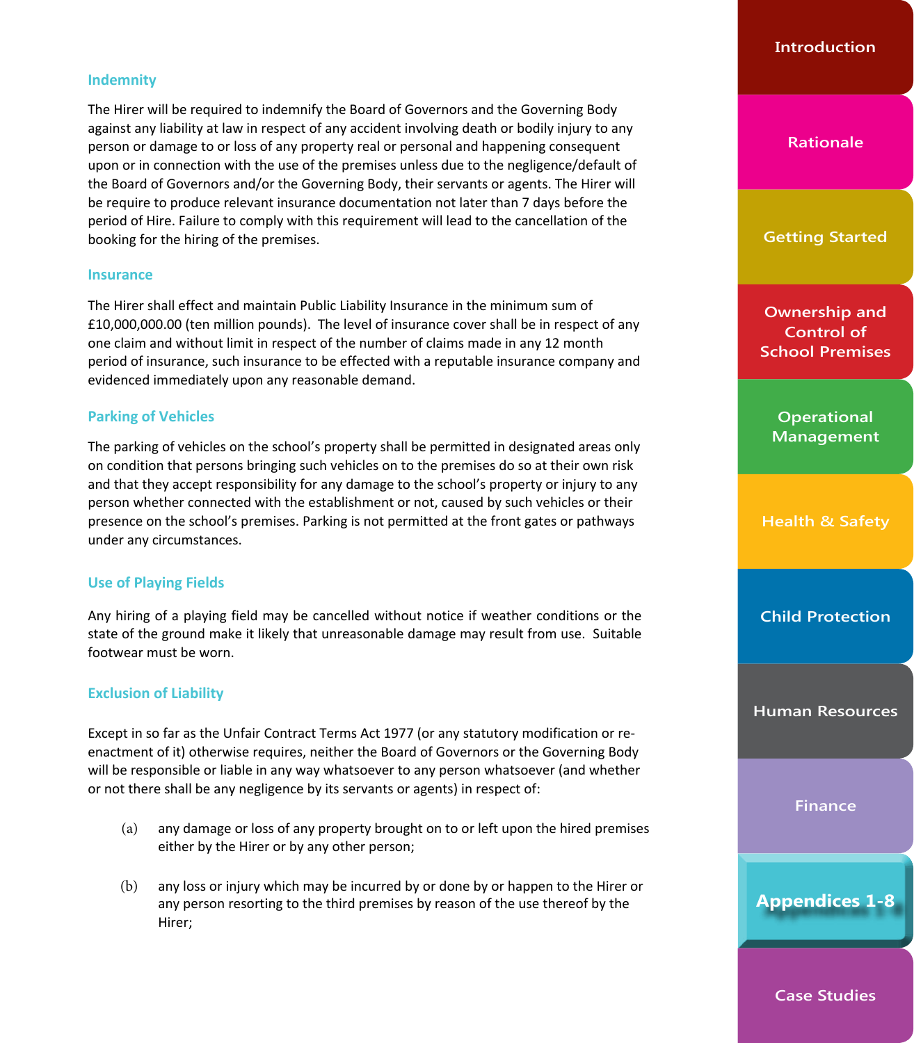### Indemnity

The Hirer will be required to indemnify the Board of Governors and the Governing Body against any liability at law in respect of any accident involving death or bodily injury to any person or damage to or loss of any property real or personal and happening consequent upon or in connection with the use of the premises unless due to the negligence/default of the Board of Governors and/or the Governing Body, their servants or agents. The Hirer will be require to produce relevant insurance documentation not later than 7 days before the period of Hire. Failure to comply with this requirement will lead to the cancellation of the booking for the hiring of the premises.

### Insurance

The Hirer shall effect and maintain Public Liability Insurance in the minimum sum of £10,000,000.00 (ten million pounds). The level of insurance cover shall be in respect of any one claim and without limit in respect of the number of claims made in any 12 month period of insurance, such insurance to be effected with a reputable insurance company and evidenced immediately upon any reasonable demand.

### Parking of Vehicles

The parking of vehicles on the school's property shall be permitted in designated areas only on condition that persons bringing such vehicles on to the premises do so at their own risk and that they accept responsibility for any damage to the school's property or injury to any person whether connected with the establishment or not, caused by such vehicles or their presence on the school's premises. Parking is not permitted at the front gates or pathways under any circumstances.

### Use of Playing Fields

Any hiring of a playing field may be cancelled without notice if weather conditions or the state of the ground make it likely that unreasonable damage may result from use. Suitable footwear must be worn.

### Exclusion of Liability

Except in so far as the Unfair Contract Terms Act 1977 (or any statutory modification or re-enactment of it) otherwise requires, neither the Board of Governors or the Governing Body will be responsible or liable in any way whatsoever to any person whatsoever (and whether or not there shall be any negligence by its servants or agents) in respect of:

(a) any damage or loss of any property brought on to or left upon the hired premises either by the Hirer or by any other person;

(b) any loss or injury which may be incurred by or done by or happen to the Hirer or any person resorting to the third premises by reason of the use thereof by the Hirer;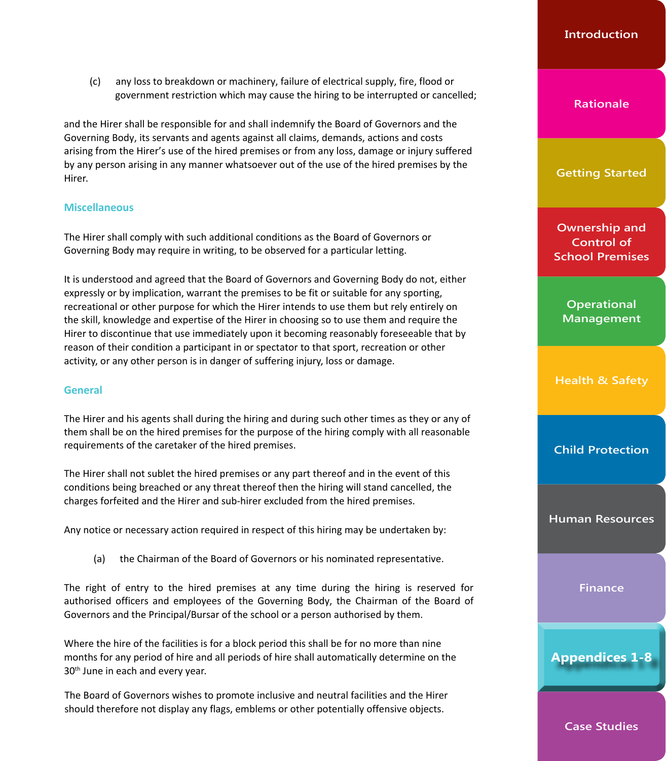(c) any loss to breakdown or machinery, failure of electrical supply, fire, flood or government restriction which may cause the hiring to be interrupted or cancelled;

and the Hirer shall be responsible for and shall indemnify the Board of Governors and the Governing Body, its servants and agents against all claims, demands, actions and costs arising from the Hirer's use of the hired premises or from any loss, damage or injury suffered by any person arising in any manner whatsoever out of the use of the hired premises by the Hirer.

### Miscellaneous

The Hirer shall comply with such additional conditions as the Board of Governors or Governing Body may require in writing, to be observed for a particular letting.

It is understood and agreed that the Board of Governors and Governing Body do not, either expressly or by implication, warrant the premises to be fit or suitable for any sporting, recreational or other purpose for which the Hirer intends to use them but rely entirely on the skill, knowledge and expertise of the Hirer in choosing so to use them and require the Hirer to discontinue that use immediately upon it becoming reasonably foreseeable that by reason of their condition a participant in or spectator to that sport, recreation or other activity, or any other person is in danger of suffering injury, loss or damage.

### General

The Hirer and his agents shall during the hiring and during such other times as they or any of them shall be on the hired premises for the purpose of the hiring comply with all reasonable requirements of the caretaker of the hired premises.

The Hirer shall not sublet the hired premises or any part thereof and in the event of this conditions being breached or any threat thereof then the hiring will stand cancelled, the charges forfeited and the Hirer and sub-hirer excluded from the hired premises.

Any notice or necessary action required in respect of this hiring may be undertaken by:

(a) the Chairman of the Board of Governors or his nominated representative.

The right of entry to the hired premises at any time during the hiring is reserved for authorised officers and employees of the Governing Body, the Chairman of the Board of Governors and the Principal/Bursar of the school or a person authorised by them.

Where the hire of the facilities is for a block period this shall be for no more than nine months for any period of hire and all periods of hire shall automatically determine on the 30th June in each and every year.

The Board of Governors wishes to promote inclusive and neutral facilities and the Hirer should therefore not display any flags, emblems or other potentially offensive objects.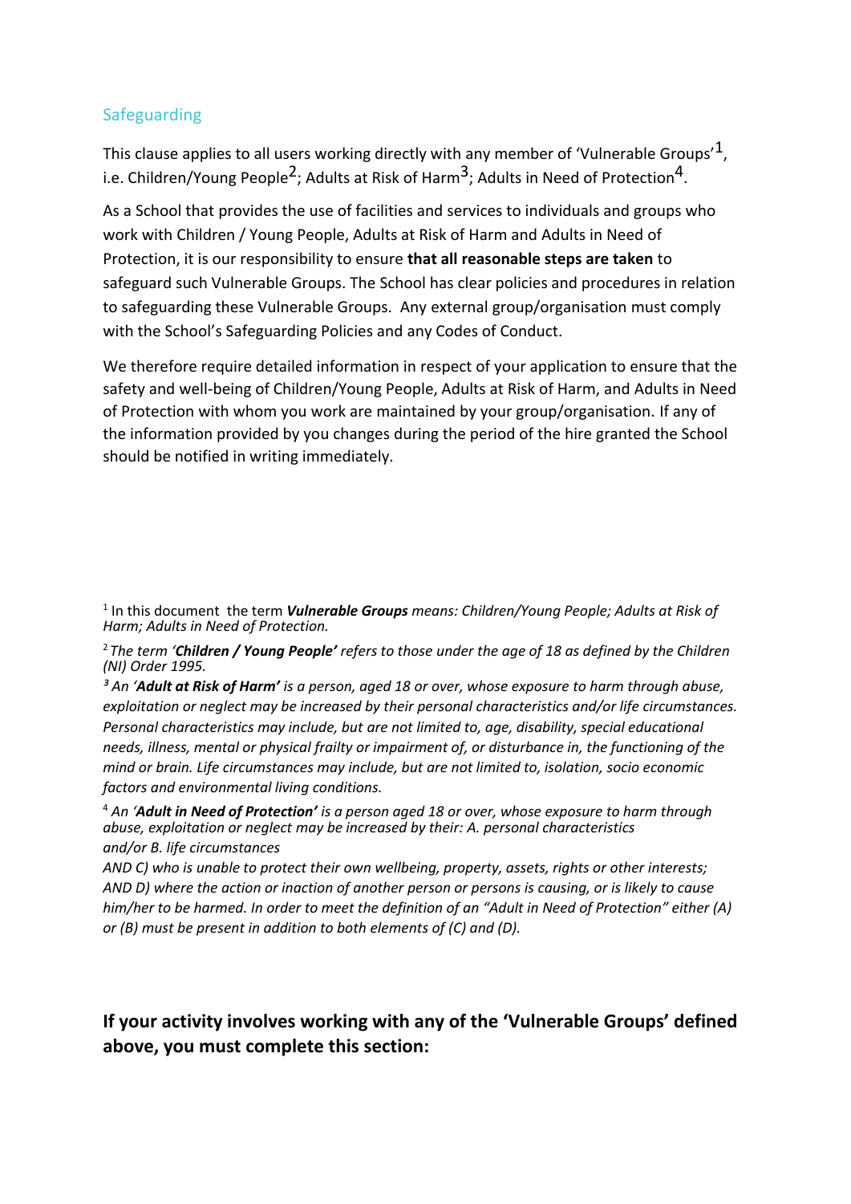## Safeguarding

This clause applies to all users working directly with any member of 'Vulnerable Groups'[1], i.e. Children/Young People[2]; Adults at Risk of Harm[3]; Adults in Need of Protection[4].

As a School that provides the use of facilities and services to individuals and groups who work with Children / Young People, Adults at Risk of Harm and Adults in Need of Protection, it is our responsibility to ensure **that all reasonable steps are taken** to safeguard such Vulnerable Groups. The School has clear policies and procedures in relation to safeguarding these Vulnerable Groups. Any external group/organisation must comply with the School's Safeguarding Policies and any Codes of Conduct.

We therefore require detailed information in respect of your application to ensure that the safety and well-being of Children/Young People, Adults at Risk of Harm, and Adults in Need of Protection with whom you work are maintained by your group/organisation. If any of the information provided by you changes during the period of the hire granted the School should be notified in writing immediately.

[1] In this document the term ***Vulnerable Groups*** *means: Children/Young People; Adults at Risk of Harm; Adults in Need of Protection.*

[2] *The term '**Children / Young People'** refers to those under the age of 18 as defined by the Children (NI) Order 1995.*

[3] *An '**Adult at Risk of Harm'** is a person, aged 18 or over, whose exposure to harm through abuse, exploitation or neglect may be increased by their personal characteristics and/or life circumstances. Personal characteristics may include, but are not limited to, age, disability, special educational needs, illness, mental or physical frailty or impairment of, or disturbance in, the functioning of the mind or brain. Life circumstances may include, but are not limited to, isolation, socio economic factors and environmental living conditions.*

[4] *An '**Adult in Need of Protection'** is a person aged 18 or over, whose exposure to harm through abuse, exploitation or neglect may be increased by their: A. personal characteristics and/or B. life circumstances*

*AND C) who is unable to protect their own wellbeing, property, assets, rights or other interests; AND D) where the action or inaction of another person or persons is causing, or is likely to cause him/her to be harmed. In order to meet the definition of an "Adult in Need of Protection" either (A) or (B) must be present in addition to both elements of (C) and (D).*

**If your activity involves working with any of the 'Vulnerable Groups' defined above, you must complete this section:**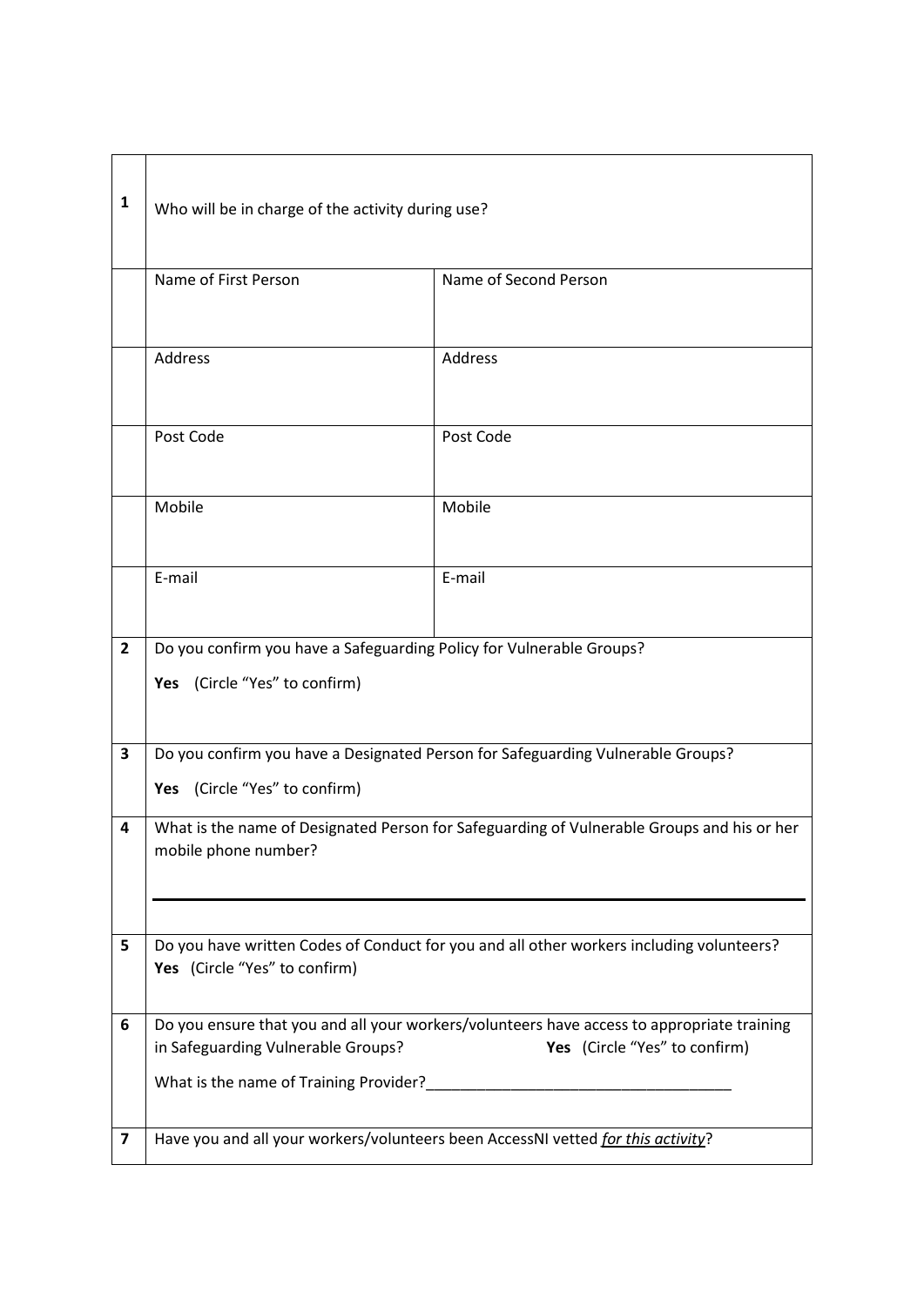| | | |
|---|---|---|
| **1** | Who will be in charge of the activity during use? | |
| | Name of First Person | Name of Second Person |
| | Address | Address |
| | Post Code | Post Code |
| | Mobile | Mobile |
| | E-mail | E-mail |
| **2** | Do you confirm you have a Safeguarding Policy for Vulnerable Groups?<br><br>**Yes** (Circle "Yes" to confirm) | |
| **3** | Do you confirm you have a Designated Person for Safeguarding Vulnerable Groups?<br><br>**Yes** (Circle "Yes" to confirm) | |
| **4** | What is the name of Designated Person for Safeguarding of Vulnerable Groups and his or her mobile phone number? | |
| **5** | Do you have written Codes of Conduct for you and all other workers including volunteers?<br>**Yes** (Circle "Yes" to confirm) | |
| **6** | Do you ensure that you and all your workers/volunteers have access to appropriate training in Safeguarding Vulnerable Groups? **Yes** (Circle "Yes" to confirm)<br><br>What is the name of Training Provider?____________________________________ | |
| **7** | Have you and all your workers/volunteers been AccessNI vetted *for this activity*? | |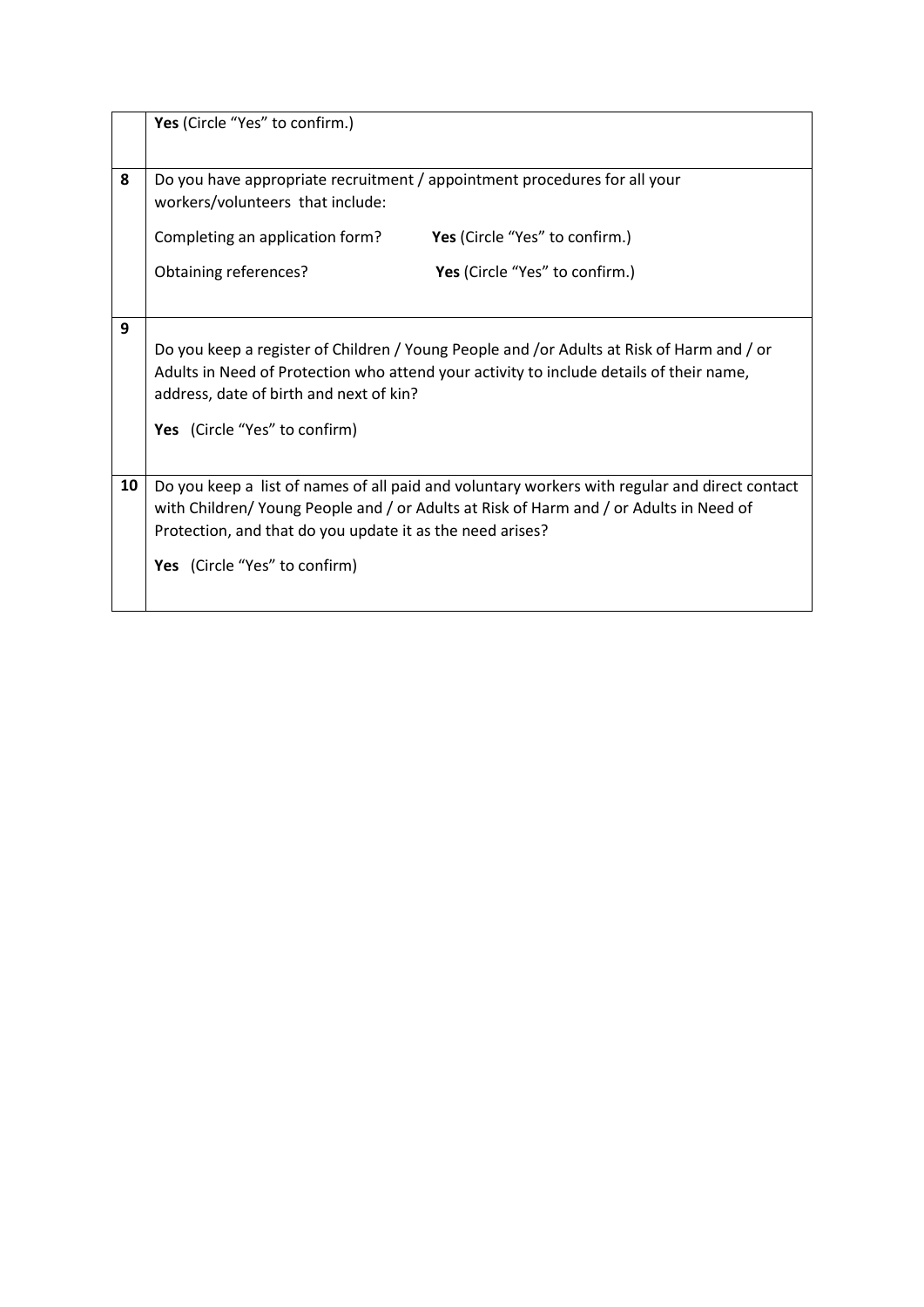| | |
|---|---|
| | **Yes** (Circle "Yes" to confirm.) |
| **8** | Do you have appropriate recruitment / appointment procedures for all your workers/volunteers that include:<br><br>Completing an application form? **Yes** (Circle "Yes" to confirm.)<br><br>Obtaining references? **Yes** (Circle "Yes" to confirm.) |
| **9** | Do you keep a register of Children / Young People and /or Adults at Risk of Harm and / or Adults in Need of Protection who attend your activity to include details of their name, address, date of birth and next of kin?<br><br>**Yes** (Circle "Yes" to confirm) |
| **10** | Do you keep a list of names of all paid and voluntary workers with regular and direct contact with Children/ Young People and / or Adults at Risk of Harm and / or Adults in Need of Protection, and that do you update it as the need arises?<br><br>**Yes** (Circle "Yes" to confirm) |